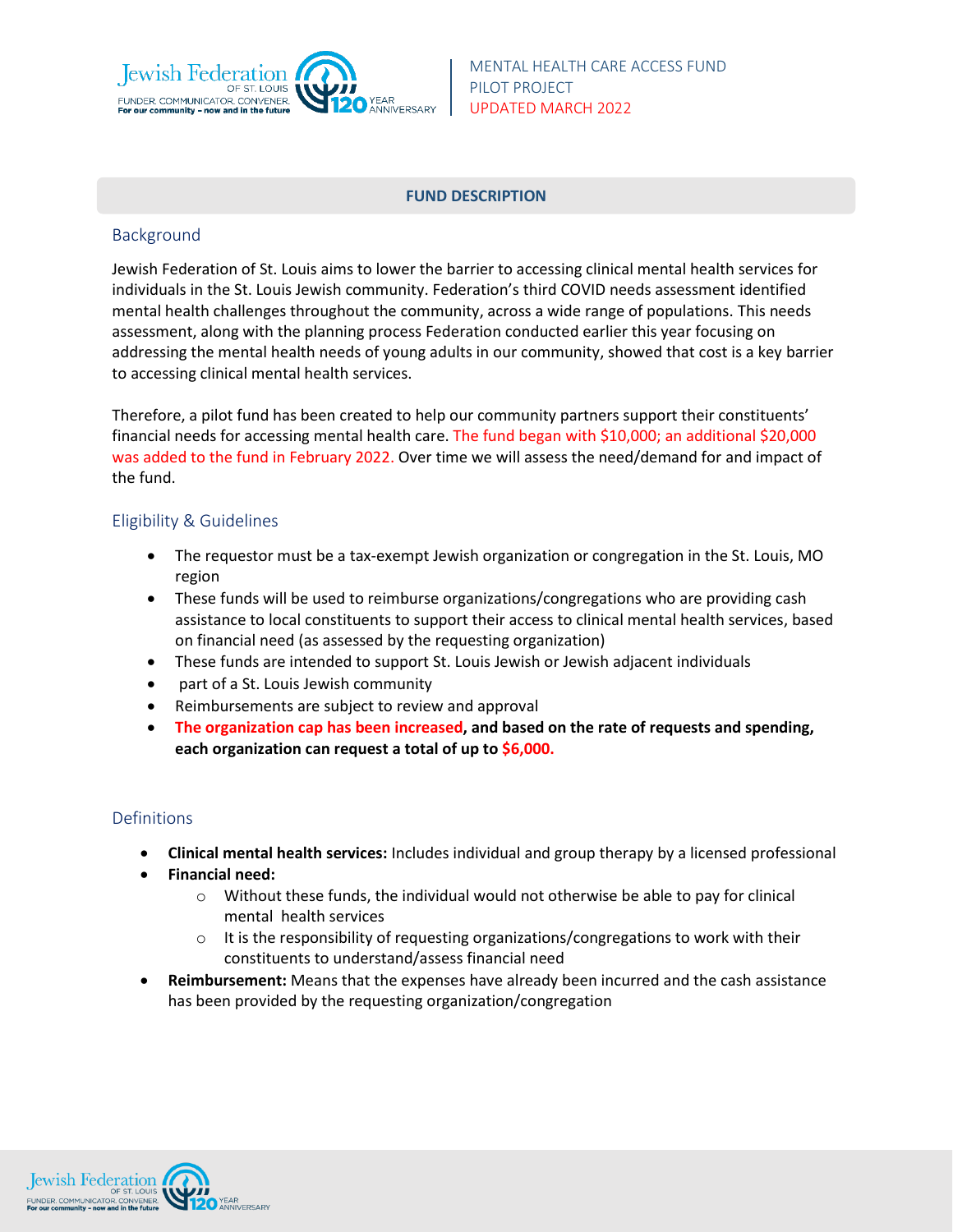MENTAL HEALTH CARE ACCESS FUND
PILOT PROJECT
UPDATED MARCH 2022

## FUND DESCRIPTION

### Background

Jewish Federation of St. Louis aims to lower the barrier to accessing clinical mental health services for individuals in the St. Louis Jewish community. Federation's third COVID needs assessment identified mental health challenges throughout the community, across a wide range of populations. This needs assessment, along with the planning process Federation conducted earlier this year focusing on addressing the mental health needs of young adults in our community, showed that cost is a key barrier to accessing clinical mental health services.

Therefore, a pilot fund has been created to help our community partners support their constituents' financial needs for accessing mental health care. The fund began with $10,000; an additional $20,000 was added to the fund in February 2022. Over time we will assess the need/demand for and impact of the fund.

### Eligibility & Guidelines

- The requestor must be a tax-exempt Jewish organization or congregation in the St. Louis, MO region
- These funds will be used to reimburse organizations/congregations who are providing cash assistance to local constituents to support their access to clinical mental health services, based on financial need (as assessed by the requesting organization)
- These funds are intended to support St. Louis Jewish or Jewish adjacent individuals
- part of a St. Louis Jewish community
- Reimbursements are subject to review and approval
- **The organization cap has been increased, and based on the rate of requests and spending, each organization can request a total of up to $6,000.**

### Definitions

- **Clinical mental health services:** Includes individual and group therapy by a licensed professional
- **Financial need:**
  - Without these funds, the individual would not otherwise be able to pay for clinical mental health services
  - It is the responsibility of requesting organizations/congregations to work with their constituents to understand/assess financial need
- **Reimbursement:** Means that the expenses have already been incurred and the cash assistance has been provided by the requesting organization/congregation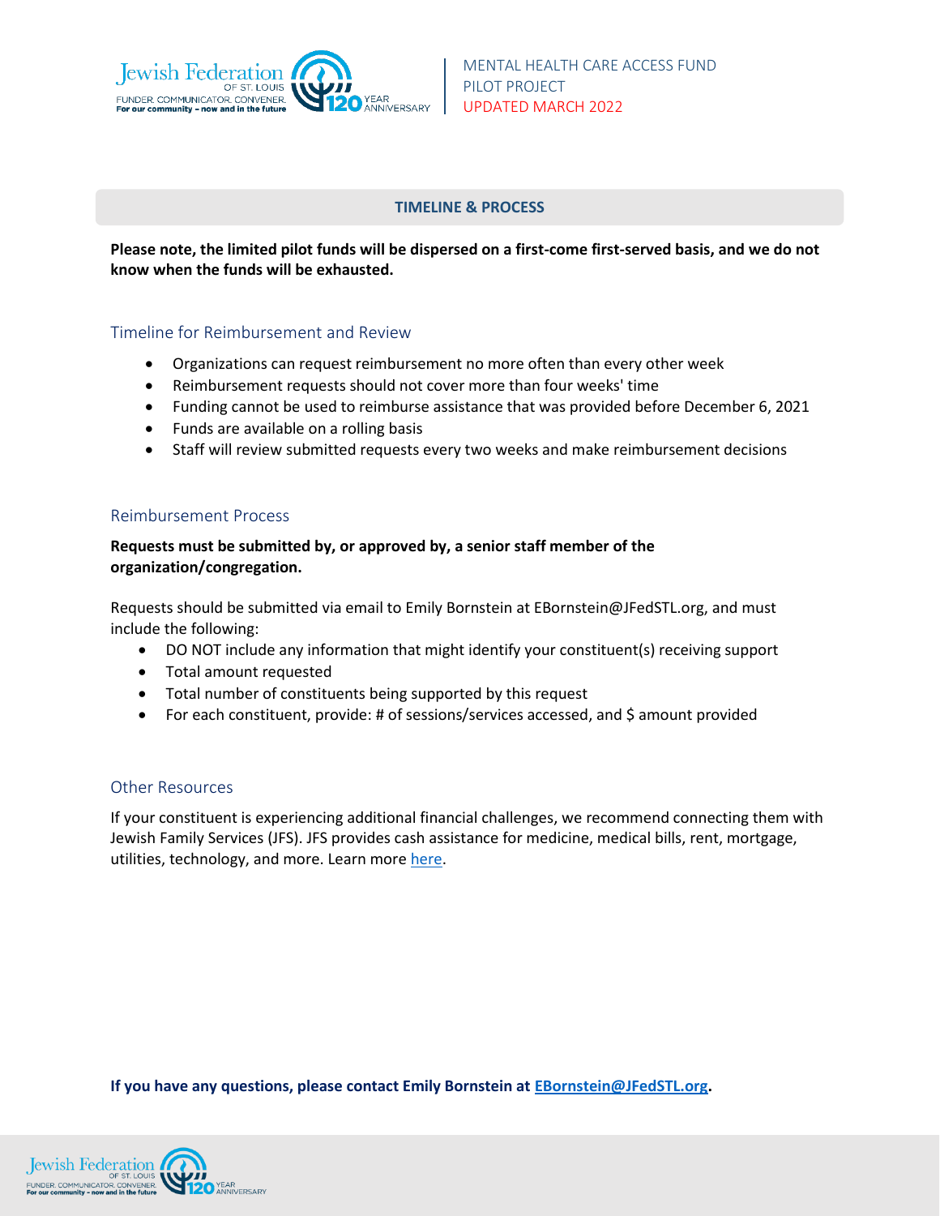## TIMELINE & PROCESS

**Please note, the limited pilot funds will be dispersed on a first-come first-served basis, and we do not know when the funds will be exhausted.**

### Timeline for Reimbursement and Review

- Organizations can request reimbursement no more often than every other week
- Reimbursement requests should not cover more than four weeks' time
- Funding cannot be used to reimburse assistance that was provided before December 6, 2021
- Funds are available on a rolling basis
- Staff will review submitted requests every two weeks and make reimbursement decisions

### Reimbursement Process

**Requests must be submitted by, or approved by, a senior staff member of the organization/congregation.**

Requests should be submitted via email to Emily Bornstein at EBornstein@JFedSTL.org, and must include the following:

- DO NOT include any information that might identify your constituent(s) receiving support
- Total amount requested
- Total number of constituents being supported by this request
- For each constituent, provide: # of sessions/services accessed, and $ amount provided

### Other Resources

If your constituent is experiencing additional financial challenges, we recommend connecting them with Jewish Family Services (JFS). JFS provides cash assistance for medicine, medical bills, rent, mortgage, utilities, technology, and more. Learn more here.

**If you have any questions, please contact Emily Bornstein at EBornstein@JFedSTL.org.**